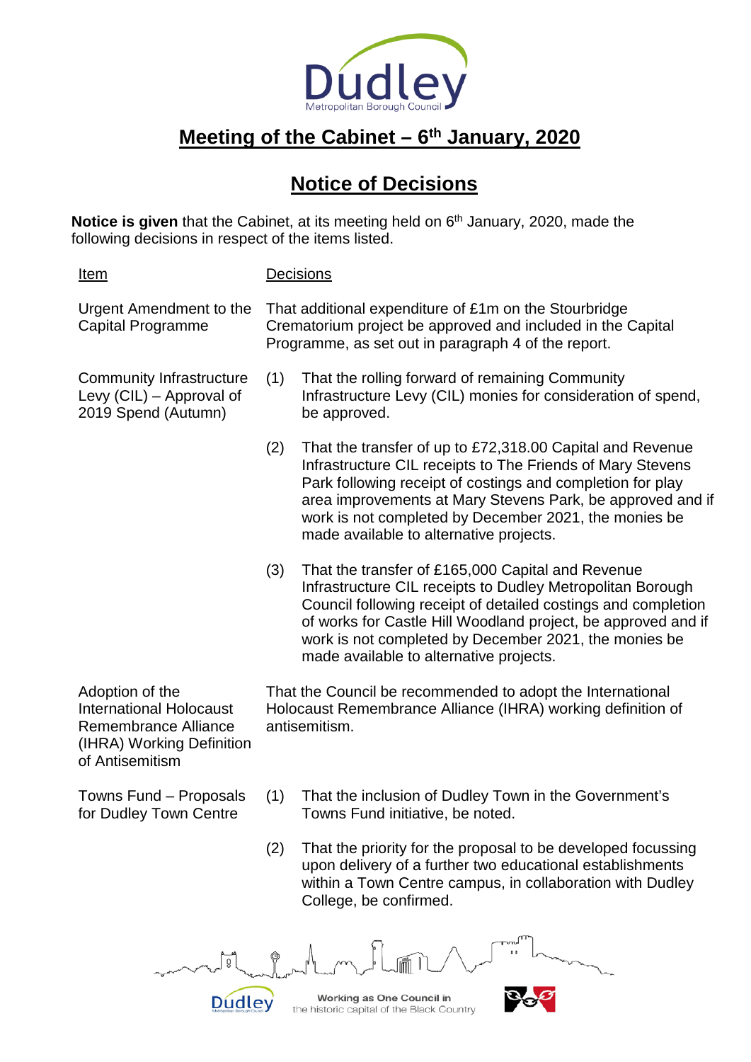# Meeting of the Cabinet – 6th January, 2020

## Notice of Decisions

**Notice is given** that the Cabinet, at its meeting held on 6th January, 2020, made the following decisions in respect of the items listed.

| Item | Decisions |
| --- | --- |
| Urgent Amendment to the Capital Programme | That additional expenditure of £1m on the Stourbridge Crematorium project be approved and included in the Capital Programme, as set out in paragraph 4 of the report. |
| Community Infrastructure Levy (CIL) – Approval of 2019 Spend (Autumn) | (1) That the rolling forward of remaining Community Infrastructure Levy (CIL) monies for consideration of spend, be approved. |
| | (2) That the transfer of up to £72,318.00 Capital and Revenue Infrastructure CIL receipts to The Friends of Mary Stevens Park following receipt of costings and completion for play area improvements at Mary Stevens Park, be approved and if work is not completed by December 2021, the monies be made available to alternative projects. |
| | (3) That the transfer of £165,000 Capital and Revenue Infrastructure CIL receipts to Dudley Metropolitan Borough Council following receipt of detailed costings and completion of works for Castle Hill Woodland project, be approved and if work is not completed by December 2021, the monies be made available to alternative projects. |
| Adoption of the International Holocaust Remembrance Alliance (IHRA) Working Definition of Antisemitism | That the Council be recommended to adopt the International Holocaust Remembrance Alliance (IHRA) working definition of antisemitism. |
| Towns Fund – Proposals for Dudley Town Centre | (1) That the inclusion of Dudley Town in the Government's Towns Fund initiative, be noted. |
| | (2) That the priority for the proposal to be developed focussing upon delivery of a further two educational establishments within a Town Centre campus, in collaboration with Dudley College, be confirmed. |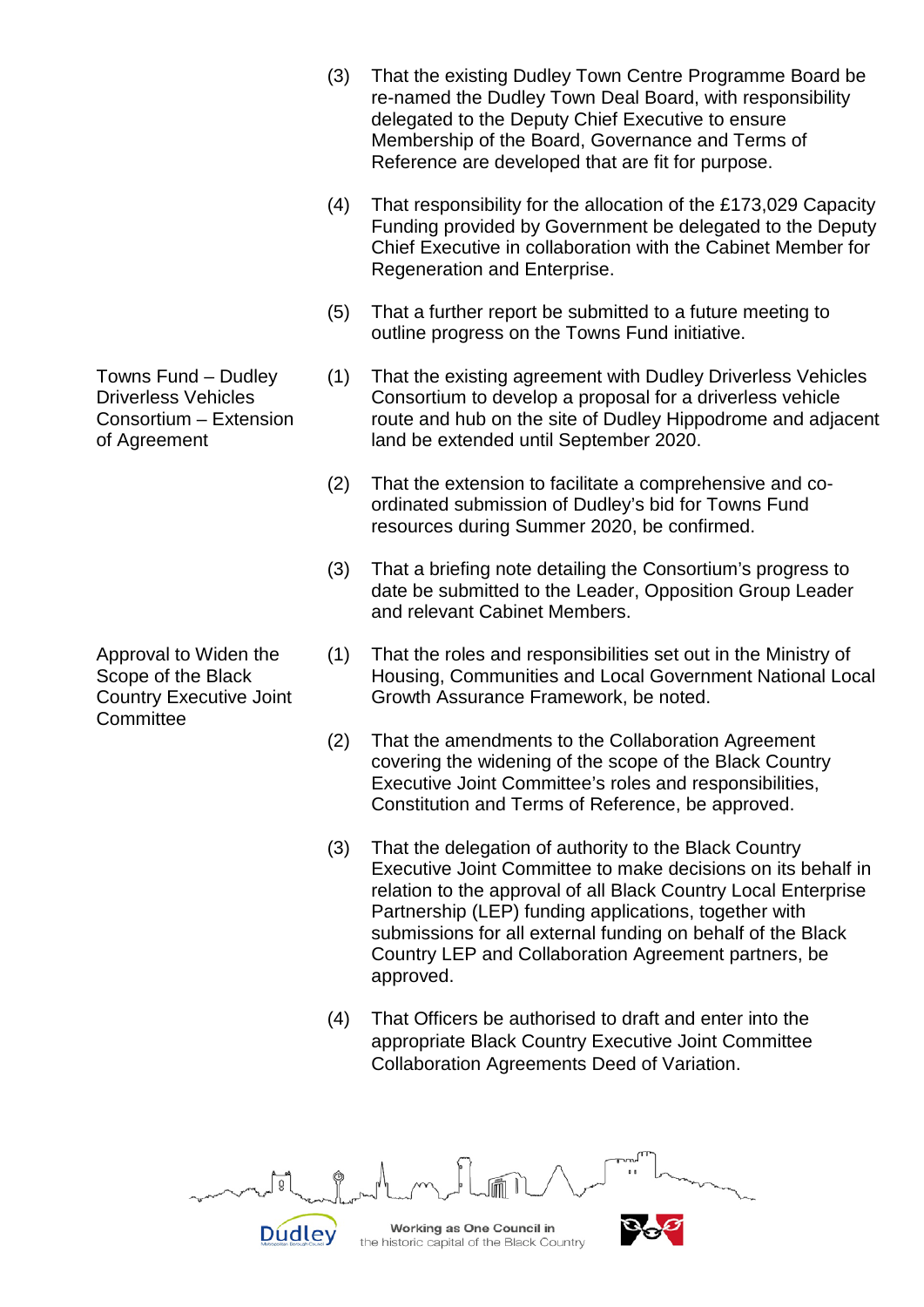(3) That the existing Dudley Town Centre Programme Board be re-named the Dudley Town Deal Board, with responsibility delegated to the Deputy Chief Executive to ensure Membership of the Board, Governance and Terms of Reference are developed that are fit for purpose.

(4) That responsibility for the allocation of the £173,029 Capacity Funding provided by Government be delegated to the Deputy Chief Executive in collaboration with the Cabinet Member for Regeneration and Enterprise.

(5) That a further report be submitted to a future meeting to outline progress on the Towns Fund initiative.

**Towns Fund – Dudley Driverless Vehicles Consortium – Extension of Agreement**

(1) That the existing agreement with Dudley Driverless Vehicles Consortium to develop a proposal for a driverless vehicle route and hub on the site of Dudley Hippodrome and adjacent land be extended until September 2020.

(2) That the extension to facilitate a comprehensive and co-ordinated submission of Dudley's bid for Towns Fund resources during Summer 2020, be confirmed.

(3) That a briefing note detailing the Consortium's progress to date be submitted to the Leader, Opposition Group Leader and relevant Cabinet Members.

**Approval to Widen the Scope of the Black Country Executive Joint Committee**

(1) That the roles and responsibilities set out in the Ministry of Housing, Communities and Local Government National Local Growth Assurance Framework, be noted.

(2) That the amendments to the Collaboration Agreement covering the widening of the scope of the Black Country Executive Joint Committee's roles and responsibilities, Constitution and Terms of Reference, be approved.

(3) That the delegation of authority to the Black Country Executive Joint Committee to make decisions on its behalf in relation to the approval of all Black Country Local Enterprise Partnership (LEP) funding applications, together with submissions for all external funding on behalf of the Black Country LEP and Collaboration Agreement partners, be approved.

(4) That Officers be authorised to draft and enter into the appropriate Black Country Executive Joint Committee Collaboration Agreements Deed of Variation.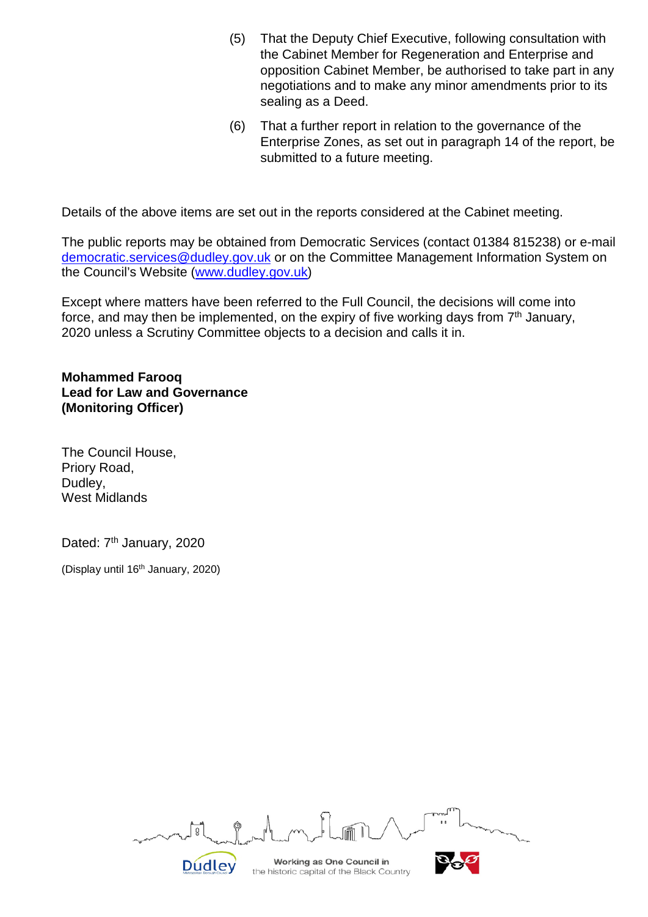(5) That the Deputy Chief Executive, following consultation with the Cabinet Member for Regeneration and Enterprise and opposition Cabinet Member, be authorised to take part in any negotiations and to make any minor amendments prior to its sealing as a Deed.

(6) That a further report in relation to the governance of the Enterprise Zones, as set out in paragraph 14 of the report, be submitted to a future meeting.

Details of the above items are set out in the reports considered at the Cabinet meeting.

The public reports may be obtained from Democratic Services (contact 01384 815238) or e-mail democratic.services@dudley.gov.uk or on the Committee Management Information System on the Council's Website (www.dudley.gov.uk)

Except where matters have been referred to the Full Council, the decisions will come into force, and may then be implemented, on the expiry of five working days from 7th January, 2020 unless a Scrutiny Committee objects to a decision and calls it in.

**Mohammed Farooq**
**Lead for Law and Governance**
**(Monitoring Officer)**

The Council House,
Priory Road,
Dudley,
West Midlands

Dated: 7th January, 2020

(Display until 16th January, 2020)

Working as One Council in
the historic capital of the Black Country